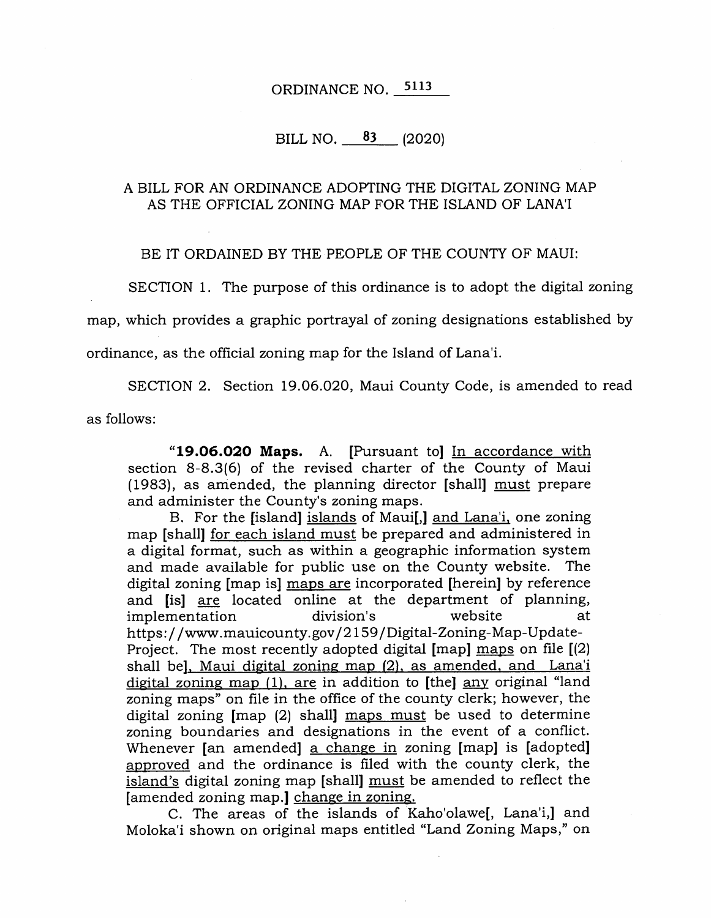ORDINANCE NO. 5113

BILL NO. 83 (2020)

A BILL FOR AN ORDINANCE ADOPTING THE DIGITAL ZONING MAP AS THE OFFICIAL ZONING MAP FOR THE ISLAND OF LANA'I

BE IT ORDAINED BY THE PEOPLE OF THE COUNTY OF MAUI:

SECTION 1. The purpose of this ordinance is to adopt the digital zoning map, which provides a graphic portrayal of zoning designations established by ordinance, as the official zoning map for the Island of Lana'i.

SECTION 2. Section 19.06.020, Maui County Code, is amended to read as follows:

"**19.06.020 Maps.** A. [Pursuant to] <u>In accordance with</u> section 8-8.3(6) of the revised charter of the County of Maui (1983), as amended, the planning director [shall] <u>must</u> prepare and administer the County's zoning maps.

B. For the [island] <u>islands</u> of Maui[,] <u>and Lana'i,</u> one zoning map [shall] <u>for each island must</u> be prepared and administered in a digital format, such as within a geographic information system and made available for public use on the County website. The digital zoning [map is] <u>maps are</u> incorporated [herein] by reference and [is] <u>are</u> located online at the department of planning, implementation division's website at https://www.mauicounty.gov/2159/Digital-Zoning-Map-Update-Project. The most recently adopted digital [map] <u>maps</u> on file [(2) shall be]<u>, Maui digital zoning map (2), as amended, and Lana'i digital zoning map (1), are</u> in addition to [the] <u>any</u> original "land zoning maps" on file in the office of the county clerk; however, the digital zoning [map (2) shall] <u>maps must</u> be used to determine zoning boundaries and designations in the event of a conflict. Whenever [an amended] <u>a change in</u> zoning [map] is [adopted] <u>approved</u> and the ordinance is filed with the county clerk, the <u>island's</u> digital zoning map [shall] <u>must</u> be amended to reflect the [amended zoning map.] <u>change in zoning.</u>

C. The areas of the islands of Kaho'olawe[, Lana'i,] and Moloka'i shown on original maps entitled "Land Zoning Maps," on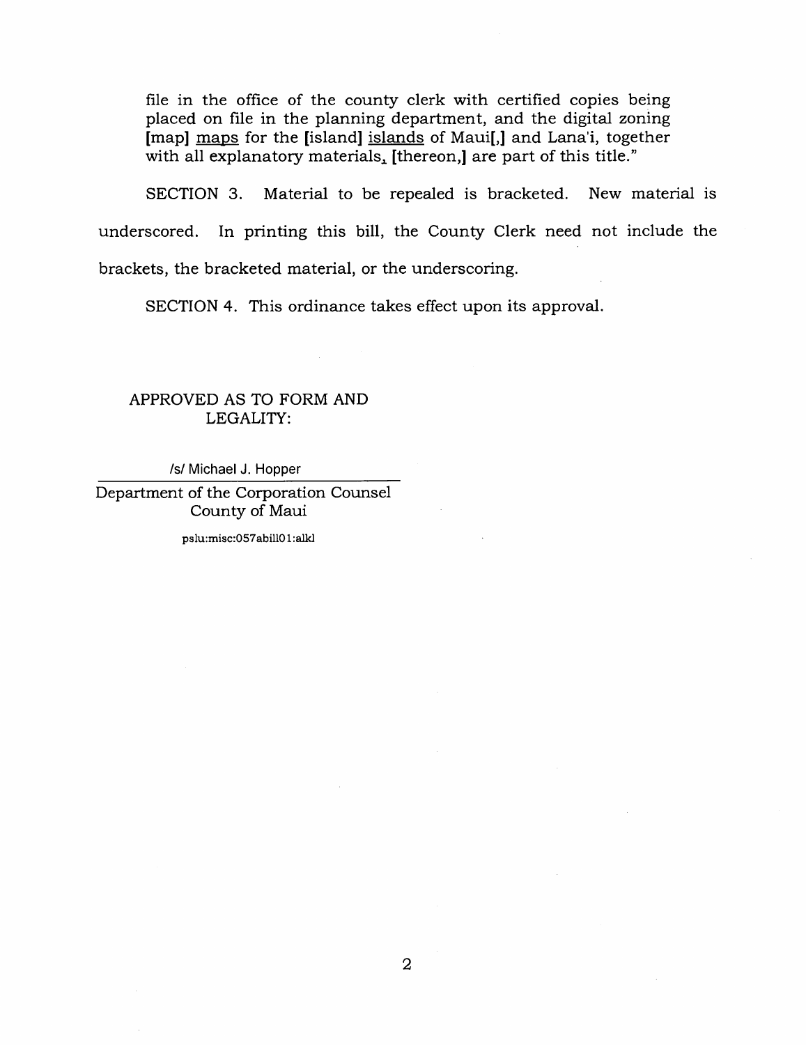file in the office of the county clerk with certified copies being placed on file in the planning department, and the digital zoning [map] <u>maps</u> for the [island] <u>islands</u> of Maui[,] and Lana'i, together with all explanatory materials<u>,</u> [thereon,] are part of this title."

SECTION 3. Material to be repealed is bracketed. New material is underscored. In printing this bill, the County Clerk need not include the brackets, the bracketed material, or the underscoring.

SECTION 4. This ordinance takes effect upon its approval.

APPROVED AS TO FORM AND LEGALITY:

/s/ Michael J. Hopper

Department of the Corporation Counsel
County of Maui

pslu:misc:057abill01:alkl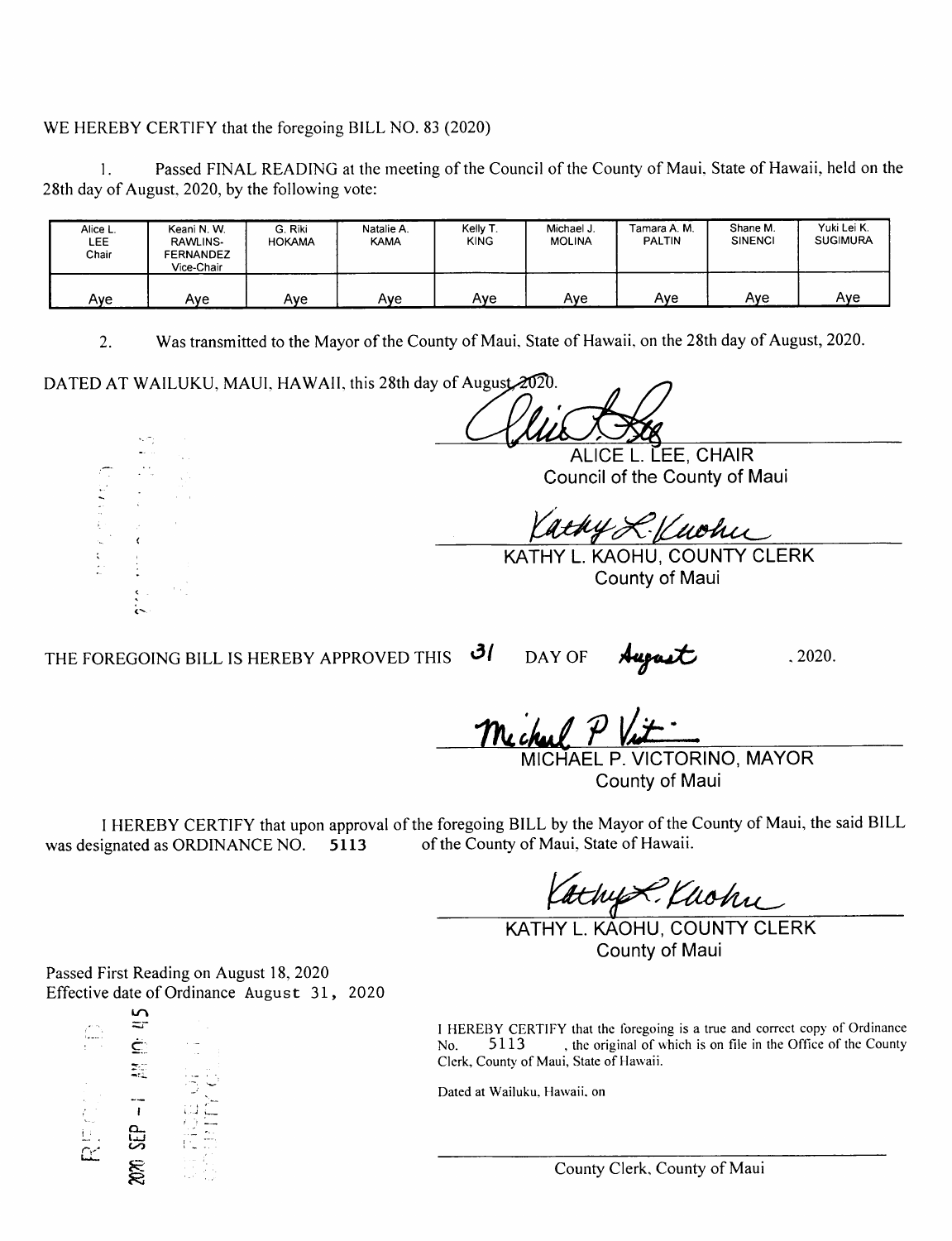WE HEREBY CERTIFY that the foregoing BILL NO. 83 (2020)

1. Passed FINAL READING at the meeting of the Council of the County of Maui, State of Hawaii, held on the 28th day of August, 2020, by the following vote:

| Alice L. LEE Chair | Keani N. W. RAWLINS-FERNANDEZ Vice-Chair | G. Riki HOKAMA | Natalie A. KAMA | Kelly T. KING | Michael J. MOLINA | Tamara A. M. PALTIN | Shane M. SINENCI | Yuki Lei K. SUGIMURA |
|---|---|---|---|---|---|---|---|---|
| Aye | Aye | Aye | Aye | Aye | Aye | Aye | Aye | Aye |

2. Was transmitted to the Mayor of the County of Maui, State of Hawaii, on the 28th day of August, 2020.

DATED AT WAILUKU, MAUI, HAWAII, this 28th day of August, 2020.

ALICE L. LEE, CHAIR
Council of the County of Maui

KATHY L. KAOHU, COUNTY CLERK
County of Maui

THE FOREGOING BILL IS HEREBY APPROVED THIS 31 DAY OF August, 2020.

MICHAEL P. VICTORINO, MAYOR
County of Maui

I HEREBY CERTIFY that upon approval of the foregoing BILL by the Mayor of the County of Maui, the said BILL was designated as ORDINANCE NO. 5113 of the County of Maui, State of Hawaii.

KATHY L. KAOHU, COUNTY CLERK
County of Maui

Passed First Reading on August 18, 2020
Effective date of Ordinance August 31, 2020

RECEIVED
2020 SEP -1 AM 10: 45
OFFICE OF THE COUNTY CLERK

I HEREBY CERTIFY that the foregoing is a true and correct copy of Ordinance No. 5113, the original of which is on file in the Office of the County Clerk, County of Maui, State of Hawaii.

Dated at Wailuku, Hawaii, on

County Clerk, County of Maui